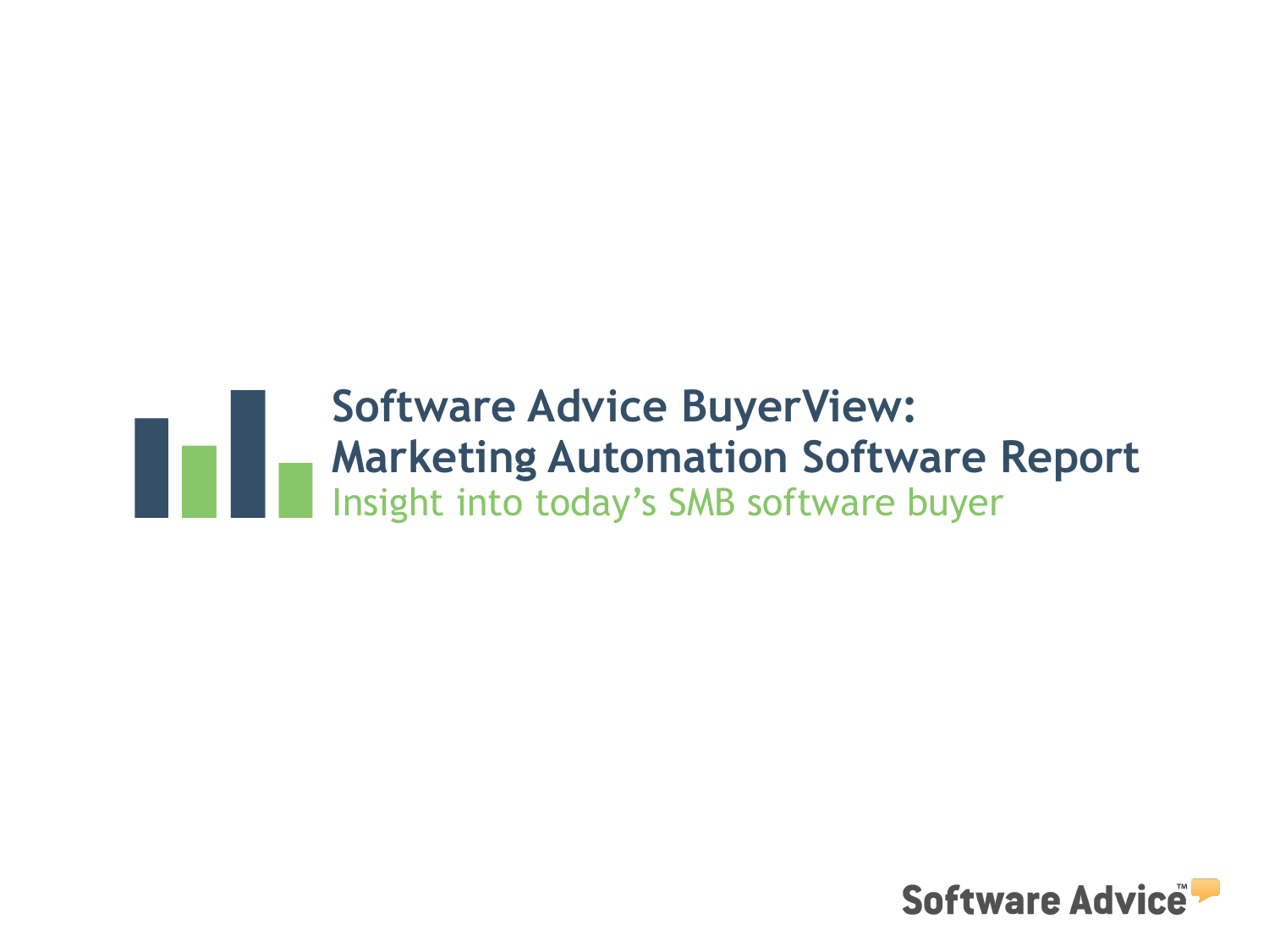# Software Advice BuyerView: Marketing Automation Software Report

Insight into today's SMB software buyer

Software Advice™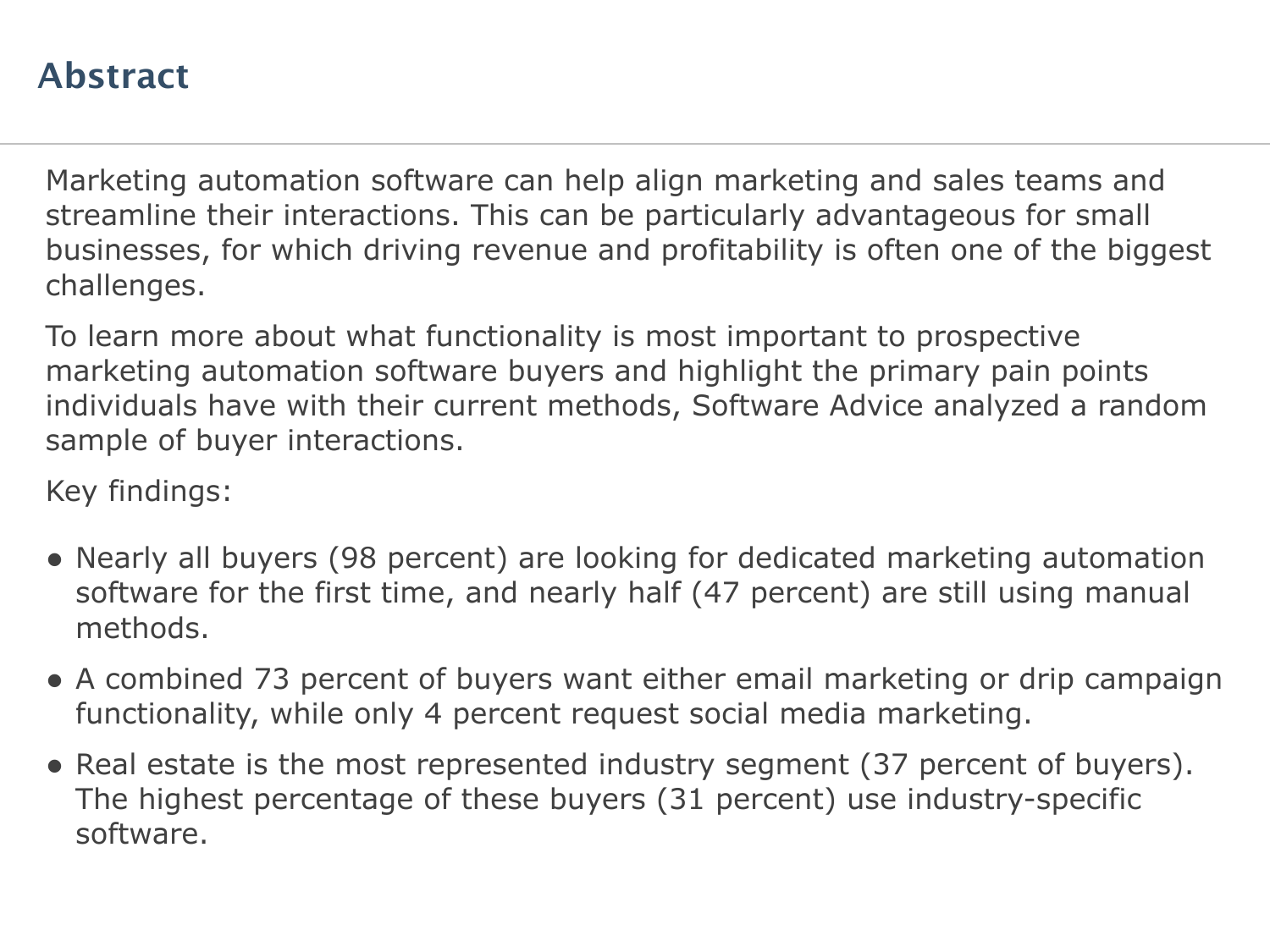## Abstract

Marketing automation software can help align marketing and sales teams and streamline their interactions. This can be particularly advantageous for small businesses, for which driving revenue and profitability is often one of the biggest challenges.

To learn more about what functionality is most important to prospective marketing automation software buyers and highlight the primary pain points individuals have with their current methods, Software Advice analyzed a random sample of buyer interactions.

Key findings:

- Nearly all buyers (98 percent) are looking for dedicated marketing automation software for the first time, and nearly half (47 percent) are still using manual methods.
- A combined 73 percent of buyers want either email marketing or drip campaign functionality, while only 4 percent request social media marketing.
- Real estate is the most represented industry segment (37 percent of buyers). The highest percentage of these buyers (31 percent) use industry-specific software.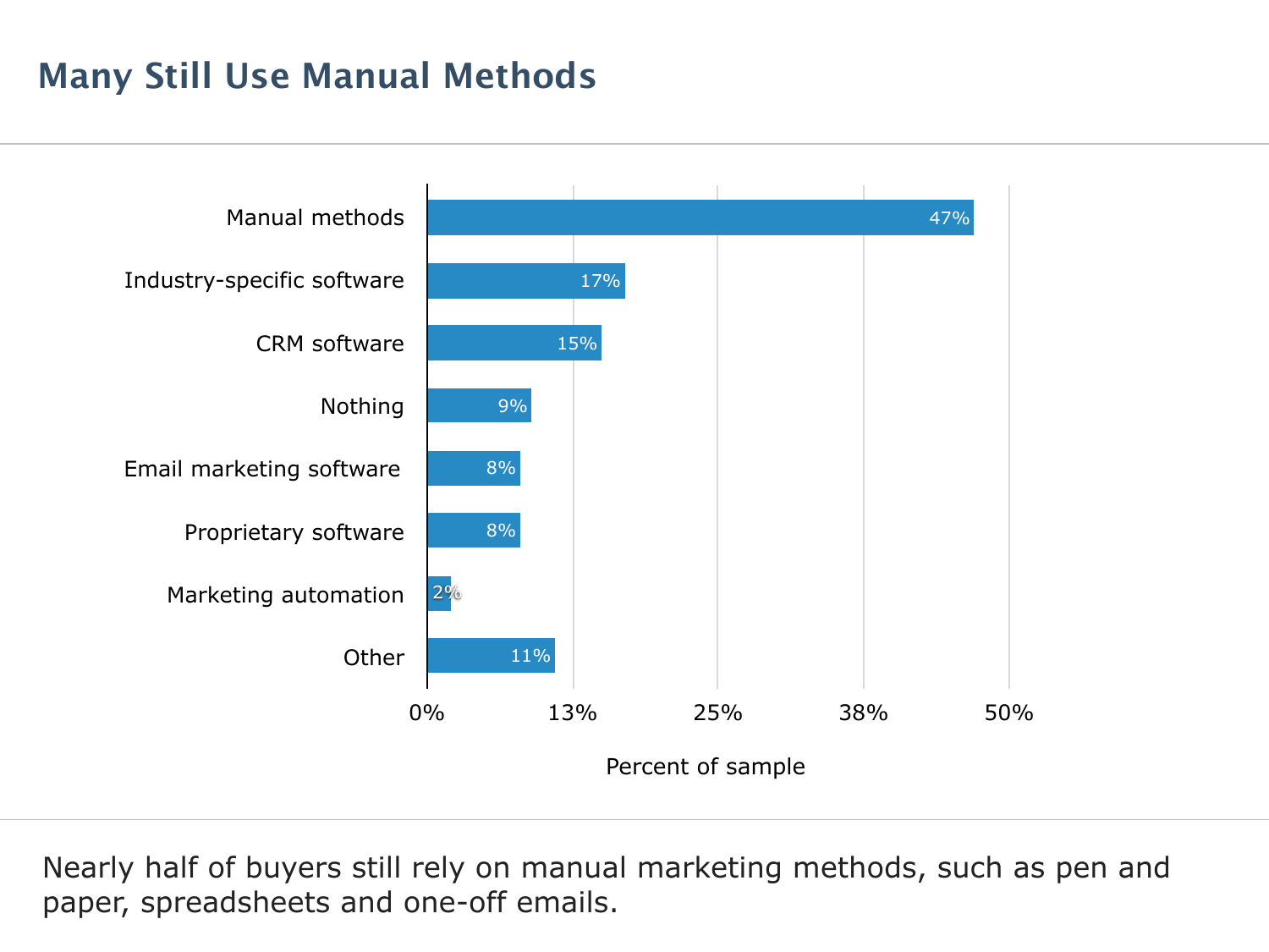## Many Still Use Manual Methods

| Category | Percent of sample |
|---|---|
| Manual methods | 47% |
| Industry-specific software | 17% |
| CRM software | 15% |
| Nothing | 9% |
| Email marketing software | 8% |
| Proprietary software | 8% |
| Marketing automation | 2% |
| Other | 11% |

Nearly half of buyers still rely on manual marketing methods, such as pen and paper, spreadsheets and one-off emails.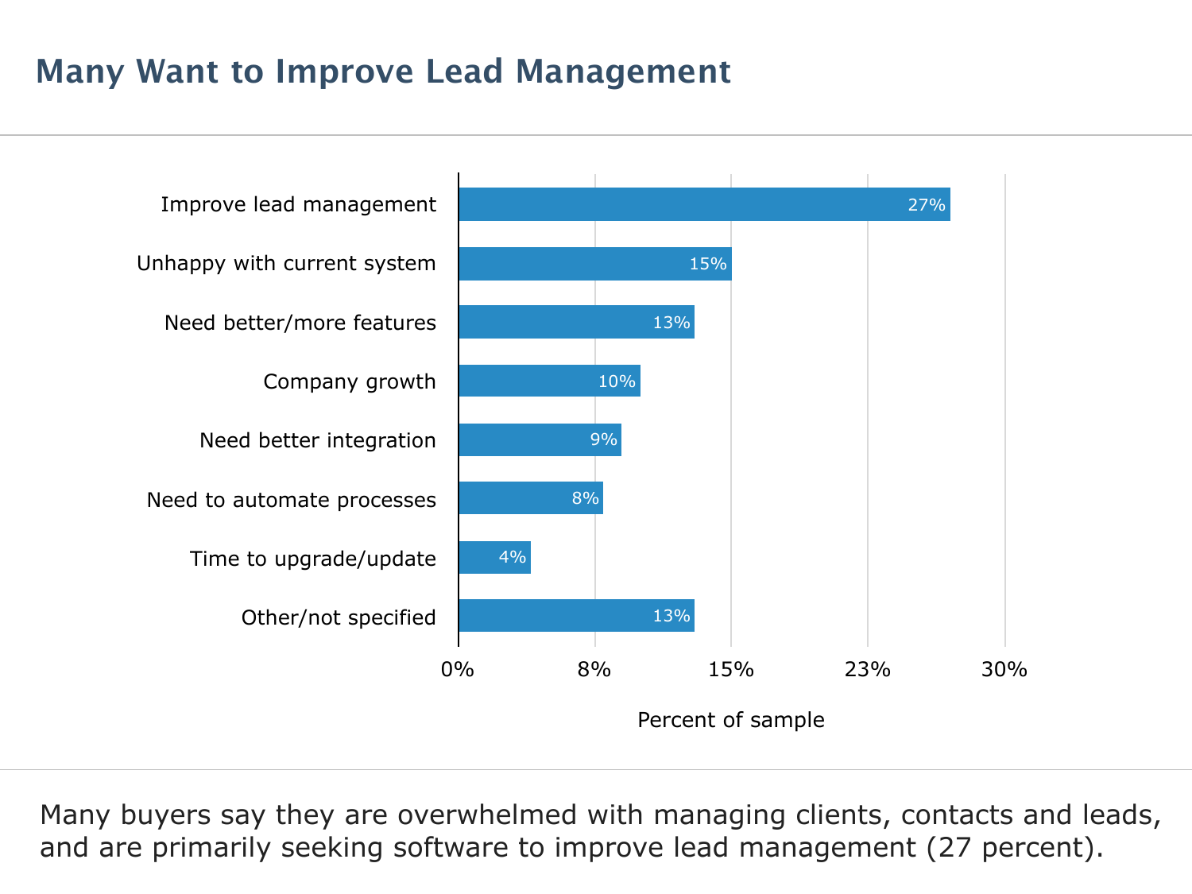## Many Want to Improve Lead Management

| Reason | Percent of sample |
| --- | --- |
| Improve lead management | 27% |
| Unhappy with current system | 15% |
| Need better/more features | 13% |
| Company growth | 10% |
| Need better integration | 9% |
| Need to automate processes | 8% |
| Time to upgrade/update | 4% |
| Other/not specified | 13% |

Many buyers say they are overwhelmed with managing clients, contacts and leads, and are primarily seeking software to improve lead management (27 percent).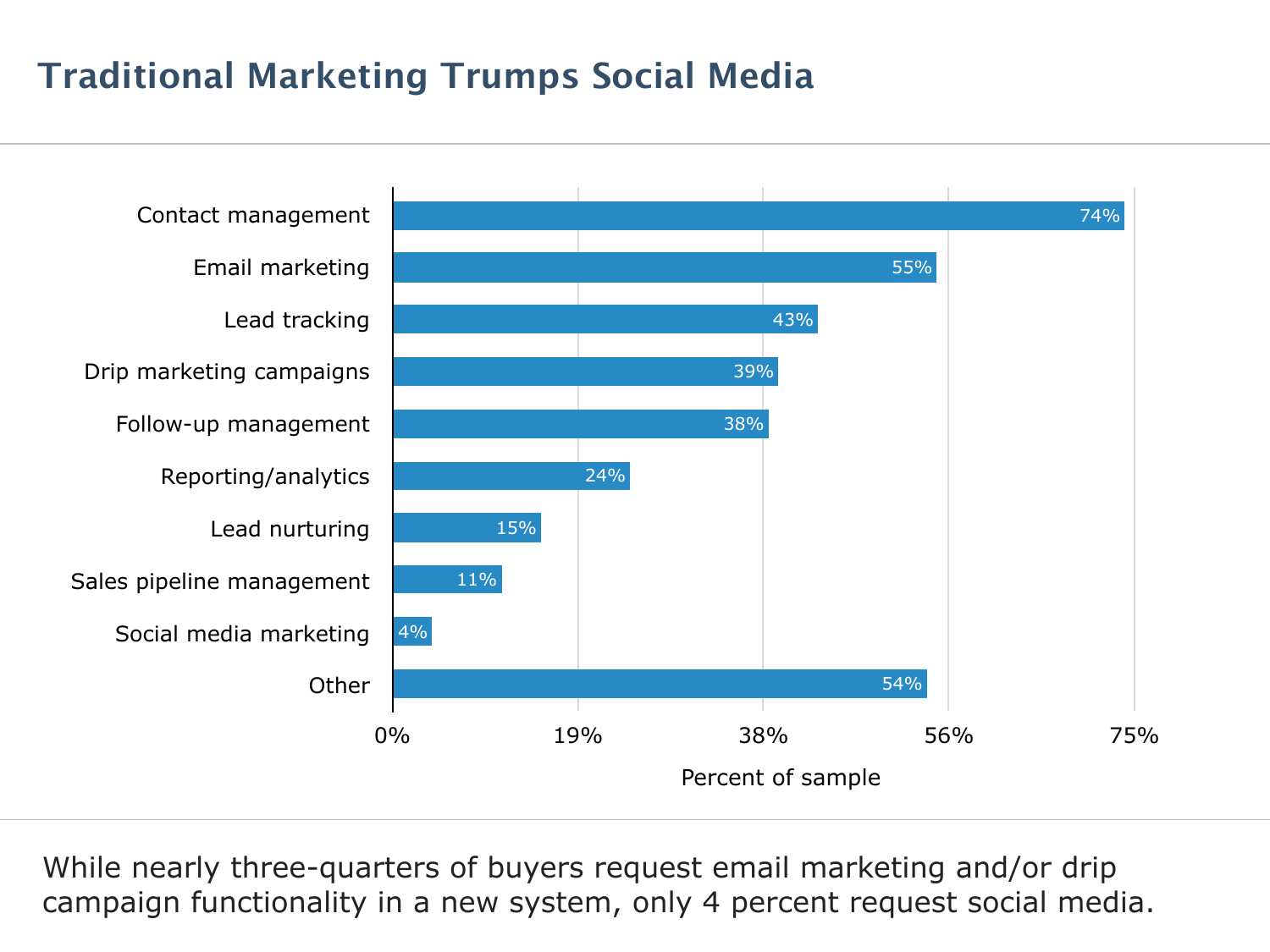## Traditional Marketing Trumps Social Media

| Functionality | Percent of sample |
|---|---|
| Contact management | 74% |
| Email marketing | 55% |
| Lead tracking | 43% |
| Drip marketing campaigns | 39% |
| Follow-up management | 38% |
| Reporting/analytics | 24% |
| Lead nurturing | 15% |
| Sales pipeline management | 11% |
| Social media marketing | 4% |
| Other | 54% |

While nearly three-quarters of buyers request email marketing and/or drip campaign functionality in a new system, only 4 percent request social media.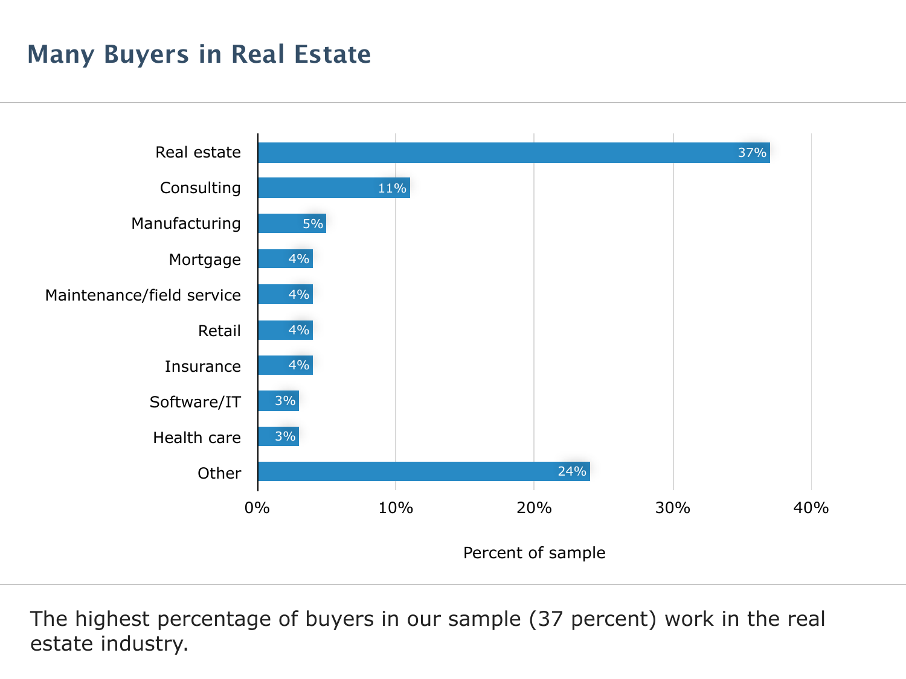## Many Buyers in Real Estate

| Industry | Percent of sample |
| --- | --- |
| Real estate | 37% |
| Consulting | 11% |
| Manufacturing | 5% |
| Mortgage | 4% |
| Maintenance/field service | 4% |
| Retail | 4% |
| Insurance | 4% |
| Software/IT | 3% |
| Health care | 3% |
| Other | 24% |

The highest percentage of buyers in our sample (37 percent) work in the real estate industry.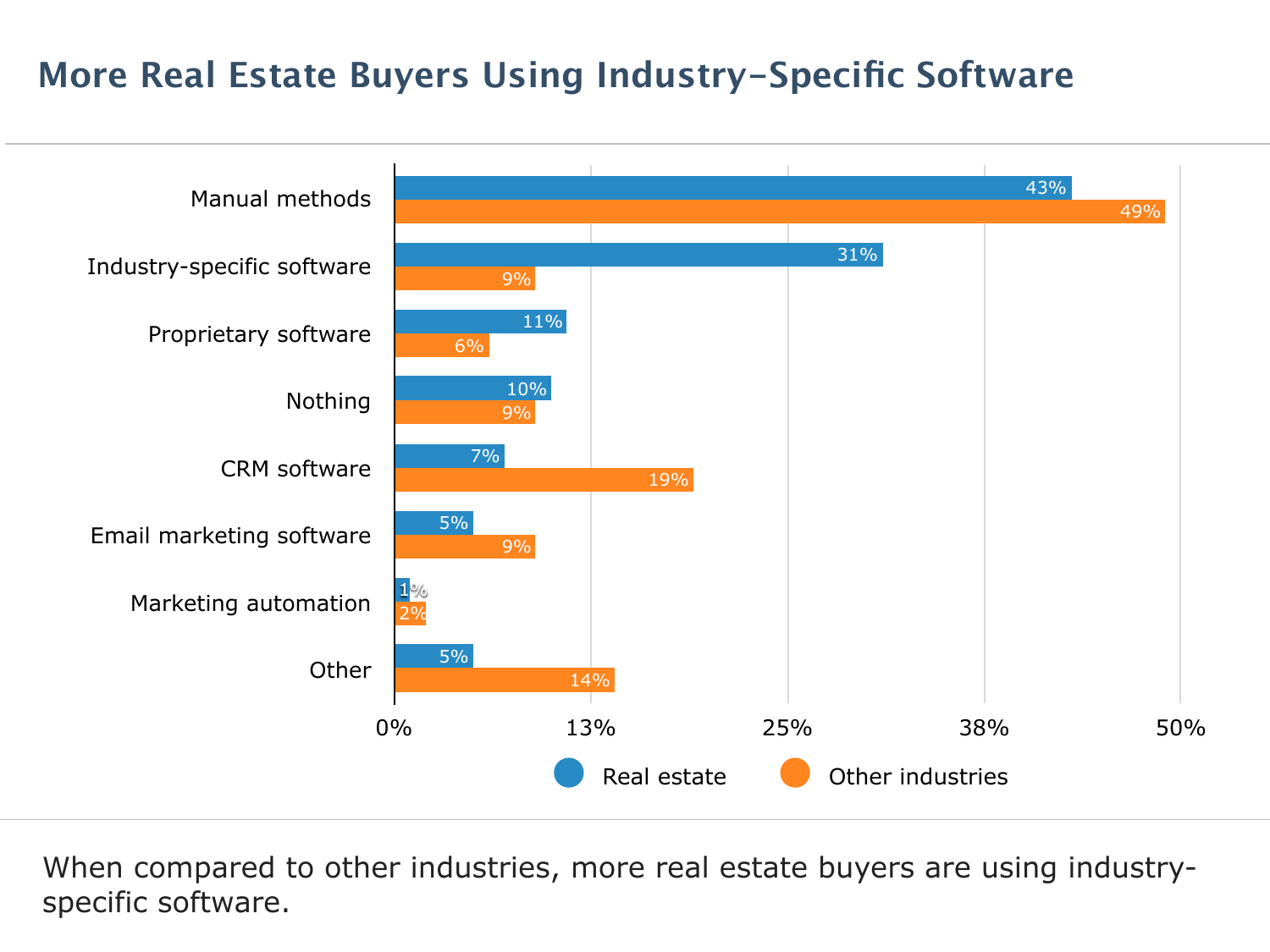## More Real Estate Buyers Using Industry-Specific Software

| | Real estate | Other industries |
|---|---|---|
| Manual methods | 43% | 49% |
| Industry-specific software | 31% | 9% |
| Proprietary software | 11% | 6% |
| Nothing | 10% | 9% |
| CRM software | 7% | 19% |
| Email marketing software | 5% | 9% |
| Marketing automation | 1% | 2% |
| Other | 5% | 14% |

When compared to other industries, more real estate buyers are using industry-specific software.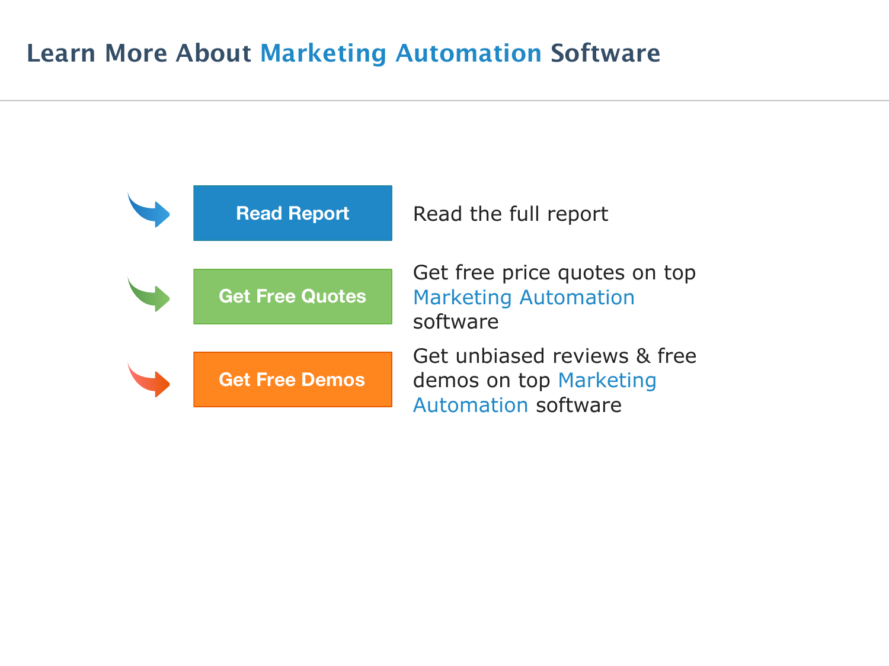# Learn More About Marketing Automation Software

**Read Report** — Read the full report

**Get Free Quotes** — Get free price quotes on top Marketing Automation software

**Get Free Demos** — Get unbiased reviews & free demos on top Marketing Automation software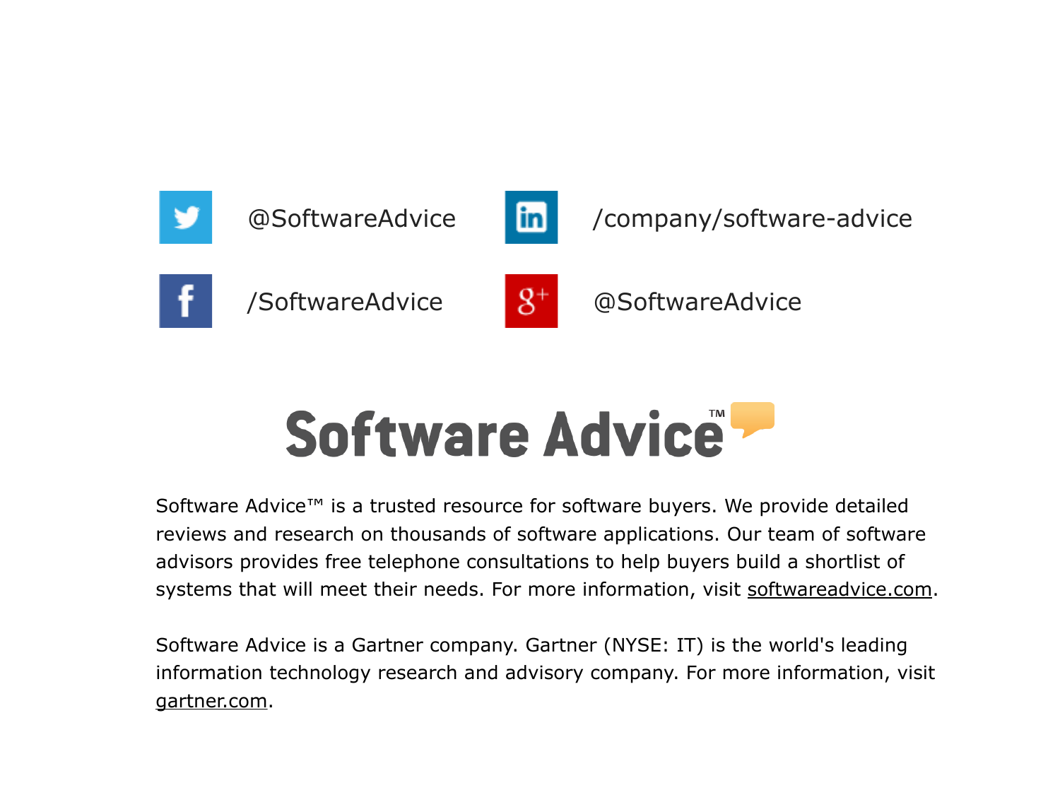@SoftwareAdvice

/company/software-advice

/SoftwareAdvice

@SoftwareAdvice

# Software Advice™

Software Advice™ is a trusted resource for software buyers. We provide detailed reviews and research on thousands of software applications. Our team of software advisors provides free telephone consultations to help buyers build a shortlist of systems that will meet their needs. For more information, visit softwareadvice.com.

Software Advice is a Gartner company. Gartner (NYSE: IT) is the world's leading information technology research and advisory company. For more information, visit gartner.com.